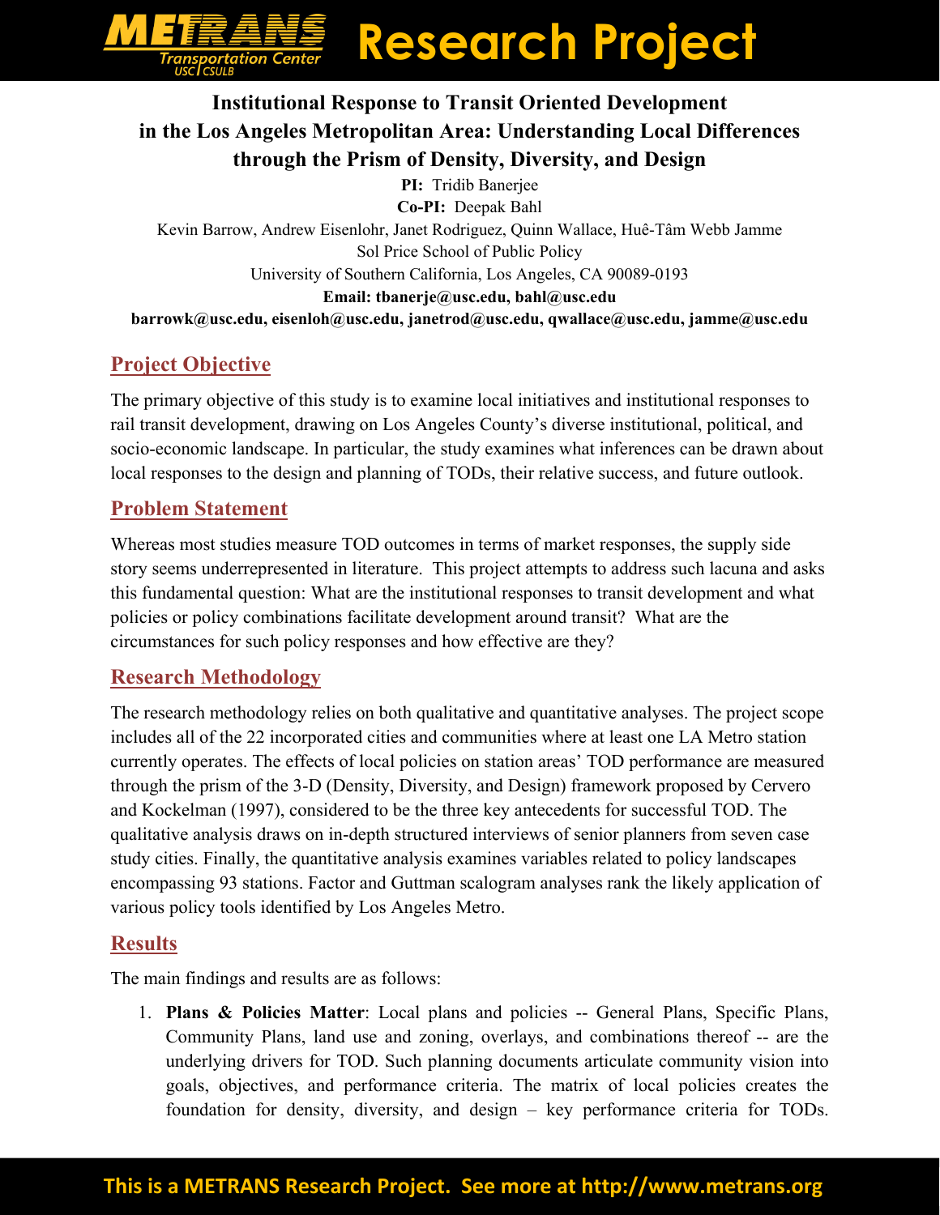# Institutional Response to Transit Oriented Development in the Los Angeles Metropolitan Area: Understanding Local Differences through the Prism of Density, Diversity, and Design

**PI:** Tridib Banerjee

**Co-PI:** Deepak Bahl

Kevin Barrow, Andrew Eisenlohr, Janet Rodriguez, Quinn Wallace, Huê-Tâm Webb Jamme

Sol Price School of Public Policy

University of Southern California, Los Angeles, CA 90089-0193

**Email: tbanerje@usc.edu, bahl@usc.edu**

**barrowk@usc.edu, eisenloh@usc.edu, janetrod@usc.edu, qwallace@usc.edu, jamme@usc.edu**

## Project Objective

The primary objective of this study is to examine local initiatives and institutional responses to rail transit development, drawing on Los Angeles County's diverse institutional, political, and socio-economic landscape. In particular, the study examines what inferences can be drawn about local responses to the design and planning of TODs, their relative success, and future outlook.

## Problem Statement

Whereas most studies measure TOD outcomes in terms of market responses, the supply side story seems underrepresented in literature. This project attempts to address such lacuna and asks this fundamental question: What are the institutional responses to transit development and what policies or policy combinations facilitate development around transit? What are the circumstances for such policy responses and how effective are they?

## Research Methodology

The research methodology relies on both qualitative and quantitative analyses. The project scope includes all of the 22 incorporated cities and communities where at least one LA Metro station currently operates. The effects of local policies on station areas' TOD performance are measured through the prism of the 3-D (Density, Diversity, and Design) framework proposed by Cervero and Kockelman (1997), considered to be the three key antecedents for successful TOD. The qualitative analysis draws on in-depth structured interviews of senior planners from seven case study cities. Finally, the quantitative analysis examines variables related to policy landscapes encompassing 93 stations. Factor and Guttman scalogram analyses rank the likely application of various policy tools identified by Los Angeles Metro.

## Results

The main findings and results are as follows:

1. **Plans & Policies Matter**: Local plans and policies -- General Plans, Specific Plans, Community Plans, land use and zoning, overlays, and combinations thereof -- are the underlying drivers for TOD. Such planning documents articulate community vision into goals, objectives, and performance criteria. The matrix of local policies creates the foundation for density, diversity, and design – key performance criteria for TODs.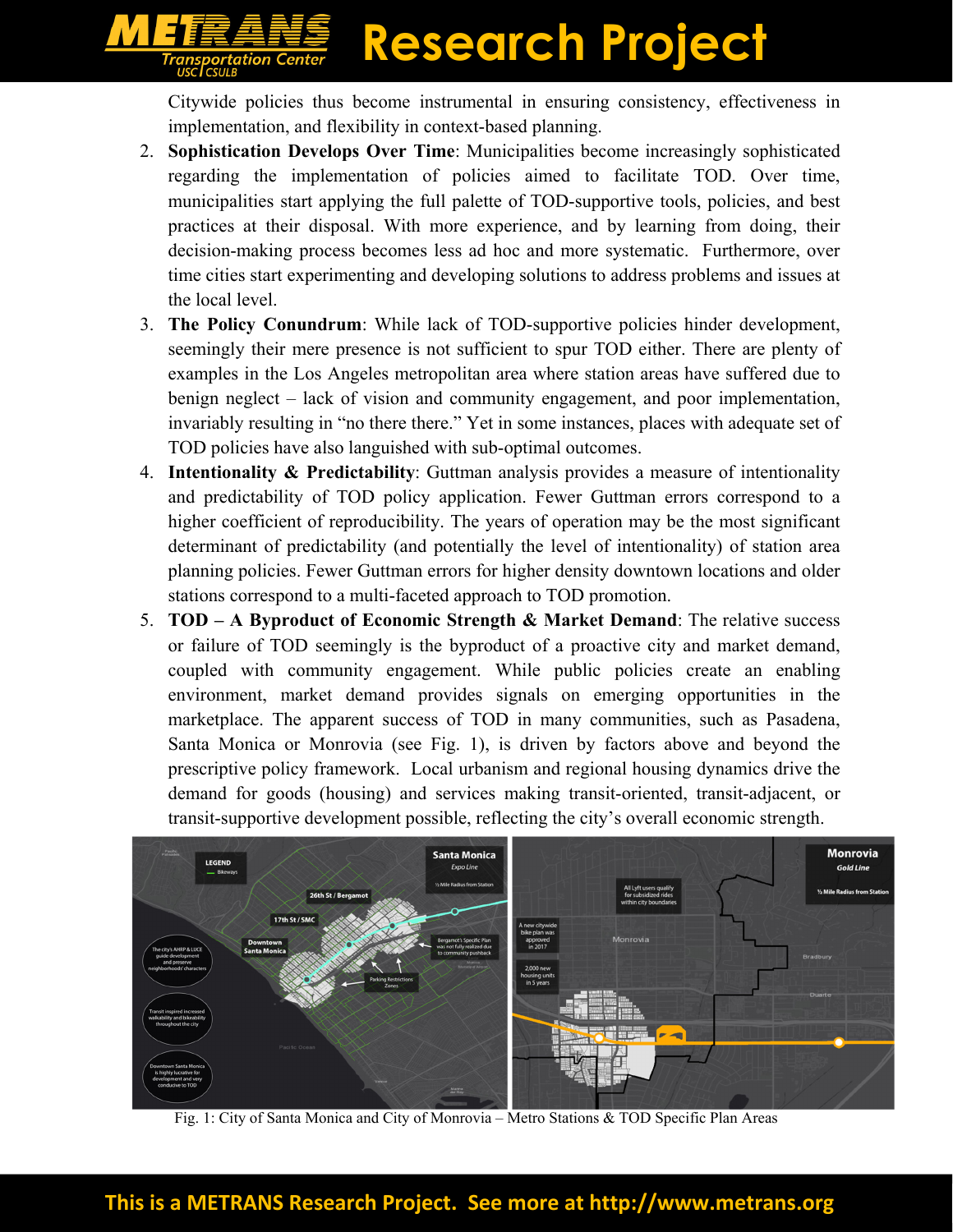Citywide policies thus become instrumental in ensuring consistency, effectiveness in implementation, and flexibility in context-based planning.

2. **Sophistication Develops Over Time**: Municipalities become increasingly sophisticated regarding the implementation of policies aimed to facilitate TOD. Over time, municipalities start applying the full palette of TOD-supportive tools, policies, and best practices at their disposal. With more experience, and by learning from doing, their decision-making process becomes less ad hoc and more systematic. Furthermore, over time cities start experimenting and developing solutions to address problems and issues at the local level.
3. **The Policy Conundrum**: While lack of TOD-supportive policies hinder development, seemingly their mere presence is not sufficient to spur TOD either. There are plenty of examples in the Los Angeles metropolitan area where station areas have suffered due to benign neglect – lack of vision and community engagement, and poor implementation, invariably resulting in "no there there." Yet in some instances, places with adequate set of TOD policies have also languished with sub-optimal outcomes.
4. **Intentionality & Predictability**: Guttman analysis provides a measure of intentionality and predictability of TOD policy application. Fewer Guttman errors correspond to a higher coefficient of reproducibility. The years of operation may be the most significant determinant of predictability (and potentially the level of intentionality) of station area planning policies. Fewer Guttman errors for higher density downtown locations and older stations correspond to a multi-faceted approach to TOD promotion.
5. **TOD – A Byproduct of Economic Strength & Market Demand**: The relative success or failure of TOD seemingly is the byproduct of a proactive city and market demand, coupled with community engagement. While public policies create an enabling environment, market demand provides signals on emerging opportunities in the marketplace. The apparent success of TOD in many communities, such as Pasadena, Santa Monica or Monrovia (see Fig. 1), is driven by factors above and beyond the prescriptive policy framework. Local urbanism and regional housing dynamics drive the demand for goods (housing) and services making transit-oriented, transit-adjacent, or transit-supportive development possible, reflecting the city's overall economic strength.

Fig. 1: City of Santa Monica and City of Monrovia – Metro Stations & TOD Specific Plan Areas